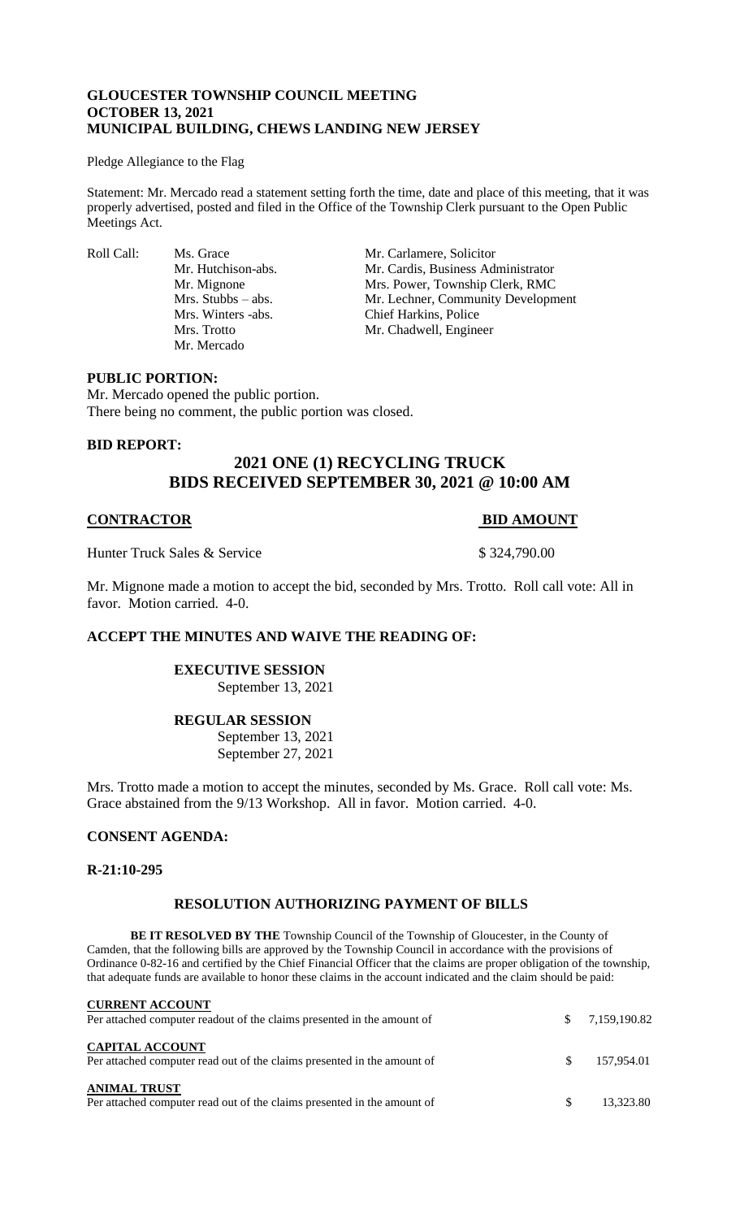**GLOUCESTER TOWNSHIP COUNCIL MEETING**
**OCTOBER 13, 2021**
**MUNICIPAL BUILDING, CHEWS LANDING NEW JERSEY**

Pledge Allegiance to the Flag

Statement: Mr. Mercado read a statement setting forth the time, date and place of this meeting, that it was properly advertised, posted and filed in the Office of the Township Clerk pursuant to the Open Public Meetings Act.

| Roll Call: | | |
|---|---|---|
| | Ms. Grace | Mr. Carlamere, Solicitor |
| | Mr. Hutchison-abs. | Mr. Cardis, Business Administrator |
| | Mr. Mignone | Mrs. Power, Township Clerk, RMC |
| | Mrs. Stubbs – abs. | Mr. Lechner, Community Development |
| | Mrs. Winters -abs. | Chief Harkins, Police |
| | Mrs. Trotto | Mr. Chadwell, Engineer |
| | Mr. Mercado | |

**PUBLIC PORTION:**

Mr. Mercado opened the public portion.
There being no comment, the public portion was closed.

**BID REPORT:**

## 2021 ONE (1) RECYCLING TRUCK
## BIDS RECEIVED SEPTEMBER 30, 2021 @ 10:00 AM

| CONTRACTOR | BID AMOUNT |
|---|---|
| Hunter Truck Sales & Service | $ 324,790.00 |

Mr. Mignone made a motion to accept the bid, seconded by Mrs. Trotto. Roll call vote: All in favor. Motion carried. 4-0.

**ACCEPT THE MINUTES AND WAIVE THE READING OF:**

**EXECUTIVE SESSION**
September 13, 2021

**REGULAR SESSION**
September 13, 2021
September 27, 2021

Mrs. Trotto made a motion to accept the minutes, seconded by Ms. Grace. Roll call vote: Ms. Grace abstained from the 9/13 Workshop. All in favor. Motion carried. 4-0.

**CONSENT AGENDA:**

**R-21:10-295**

**RESOLUTION AUTHORIZING PAYMENT OF BILLS**

**BE IT RESOLVED BY THE** Township Council of the Township of Gloucester, in the County of Camden, that the following bills are approved by the Township Council in accordance with the provisions of Ordinance 0-82-16 and certified by the Chief Financial Officer that the claims are proper obligation of the township, that adequate funds are available to honor these claims in the account indicated and the claim should be paid:

| | | |
|---|---|---|
| **CURRENT ACCOUNT**<br>Per attached computer readout of the claims presented in the amount of | $ | 7,159,190.82 |
| **CAPITAL ACCOUNT**<br>Per attached computer read out of the claims presented in the amount of | $ | 157,954.01 |
| **ANIMAL TRUST**<br>Per attached computer read out of the claims presented in the amount of | $ | 13,323.80 |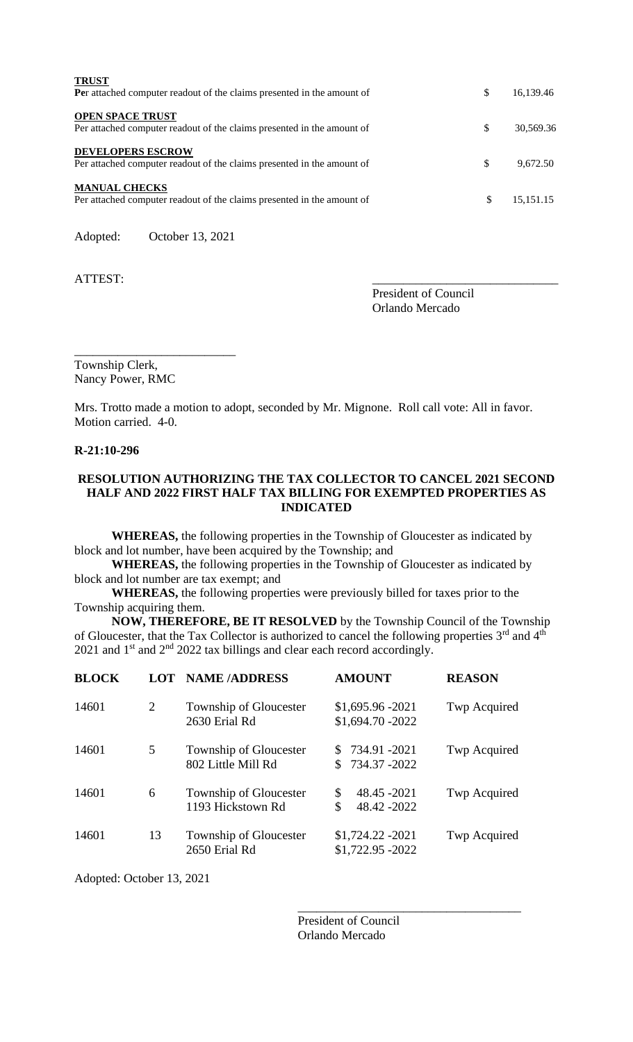**TRUST**
Per attached computer readout of the claims presented in the amount of $ 16,139.46

**OPEN SPACE TRUST**
Per attached computer readout of the claims presented in the amount of $ 30,569.36

**DEVELOPERS ESCROW**
Per attached computer readout of the claims presented in the amount of $ 9,672.50

**MANUAL CHECKS**
Per attached computer readout of the claims presented in the amount of $ 15,151.15

Adopted: October 13, 2021

ATTEST:

\_\_\_\_\_\_\_\_\_\_\_\_\_\_\_\_\_\_\_\_\_\_\_\_\_\_\_\_\_\_
President of Council
Orlando Mercado

\_\_\_\_\_\_\_\_\_\_\_\_\_\_\_\_\_\_\_\_\_\_\_\_\_\_
Township Clerk,
Nancy Power, RMC

Mrs. Trotto made a motion to adopt, seconded by Mr. Mignone. Roll call vote: All in favor. Motion carried. 4-0.

**R-21:10-296**

**RESOLUTION AUTHORIZING THE TAX COLLECTOR TO CANCEL 2021 SECOND HALF AND 2022 FIRST HALF TAX BILLING FOR EXEMPTED PROPERTIES AS INDICATED**

**WHEREAS,** the following properties in the Township of Gloucester as indicated by block and lot number, have been acquired by the Township; and

**WHEREAS,** the following properties in the Township of Gloucester as indicated by block and lot number are tax exempt; and

**WHEREAS,** the following properties were previously billed for taxes prior to the Township acquiring them.

**NOW, THEREFORE, BE IT RESOLVED** by the Township Council of the Township of Gloucester, that the Tax Collector is authorized to cancel the following properties 3rd and 4th 2021 and 1st and 2nd 2022 tax billings and clear each record accordingly.

| BLOCK | LOT | NAME /ADDRESS | AMOUNT | REASON |
|---|---|---|---|---|
| 14601 | 2 | Township of Gloucester<br>2630 Erial Rd | $1,695.96 -2021<br>$1,694.70 -2022 | Twp Acquired |
| 14601 | 5 | Township of Gloucester<br>802 Little Mill Rd | $ 734.91 -2021<br>$ 734.37 -2022 | Twp Acquired |
| 14601 | 6 | Township of Gloucester<br>1193 Hickstown Rd | $ 48.45 -2021<br>$ 48.42 -2022 | Twp Acquired |
| 14601 | 13 | Township of Gloucester<br>2650 Erial Rd | $1,724.22 -2021<br>$1,722.95 -2022 | Twp Acquired |

Adopted: October 13, 2021

\_\_\_\_\_\_\_\_\_\_\_\_\_\_\_\_\_\_\_\_\_\_\_\_\_\_\_\_\_\_\_\_\_\_\_\_
President of Council
Orlando Mercado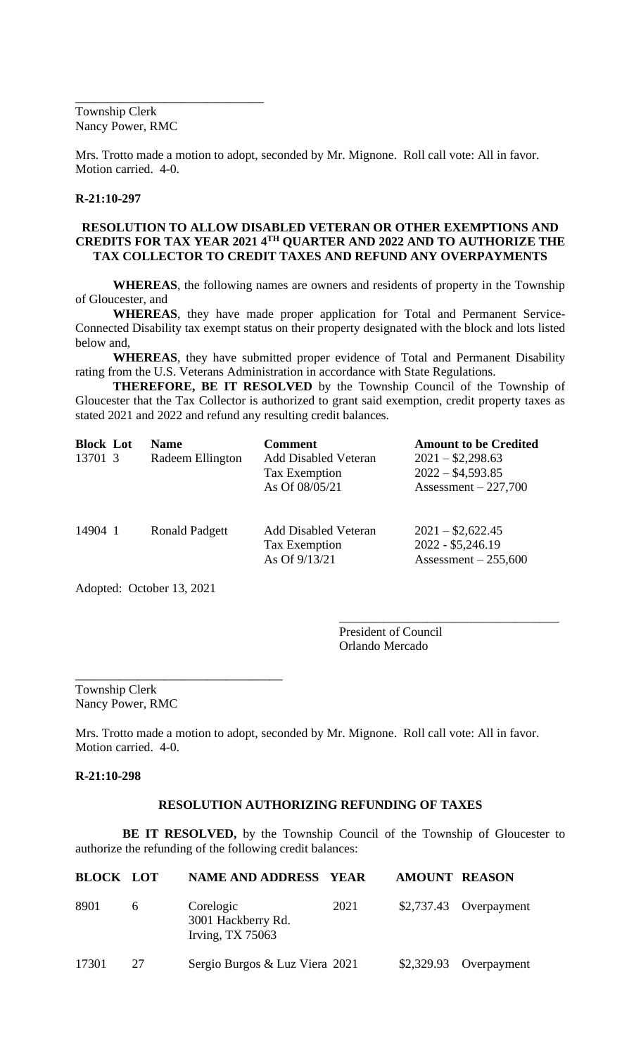______________________________
Township Clerk
Nancy Power, RMC

Mrs. Trotto made a motion to adopt, seconded by Mr. Mignone. Roll call vote: All in favor. Motion carried. 4-0.

**R-21:10-297**

**RESOLUTION TO ALLOW DISABLED VETERAN OR OTHER EXEMPTIONS AND CREDITS FOR TAX YEAR 2021 4TH QUARTER AND 2022 AND TO AUTHORIZE THE TAX COLLECTOR TO CREDIT TAXES AND REFUND ANY OVERPAYMENTS**

**WHEREAS**, the following names are owners and residents of property in the Township of Gloucester, and

**WHEREAS**, they have made proper application for Total and Permanent Service-Connected Disability tax exempt status on their property designated with the block and lots listed below and,

**WHEREAS**, they have submitted proper evidence of Total and Permanent Disability rating from the U.S. Veterans Administration in accordance with State Regulations.

**THEREFORE, BE IT RESOLVED** by the Township Council of the Township of Gloucester that the Tax Collector is authorized to grant said exemption, credit property taxes as stated 2021 and 2022 and refund any resulting credit balances.

| Block | Lot | Name | Comment | Amount to be Credited |
|---|---|---|---|---|
| 13701 | 3 | Radeem Ellington | Add Disabled Veteran Tax Exemption As Of 08/05/21 | 2021 – $2,298.63<br>2022 – $4,593.85<br>Assessment – 227,700 |
| 14904 | 1 | Ronald Padgett | Add Disabled Veteran Tax Exemption As Of 9/13/21 | 2021 – $2,622.45<br>2022 - $5,246.19<br>Assessment – 255,600 |

Adopted: October 13, 2021

___________________________________
President of Council
Orlando Mercado

________________________________
Township Clerk
Nancy Power, RMC

Mrs. Trotto made a motion to adopt, seconded by Mr. Mignone. Roll call vote: All in favor. Motion carried. 4-0.

**R-21:10-298**

**RESOLUTION AUTHORIZING REFUNDING OF TAXES**

**BE IT RESOLVED,** by the Township Council of the Township of Gloucester to authorize the refunding of the following credit balances:

| BLOCK | LOT | NAME AND ADDRESS | YEAR | AMOUNT | REASON |
|---|---|---|---|---|---|
| 8901 | 6 | Corelogic<br>3001 Hackberry Rd.<br>Irving, TX 75063 | 2021 | $2,737.43 | Overpayment |
| 17301 | 27 | Sergio Burgos & Luz Viera | 2021 | $2,329.93 | Overpayment |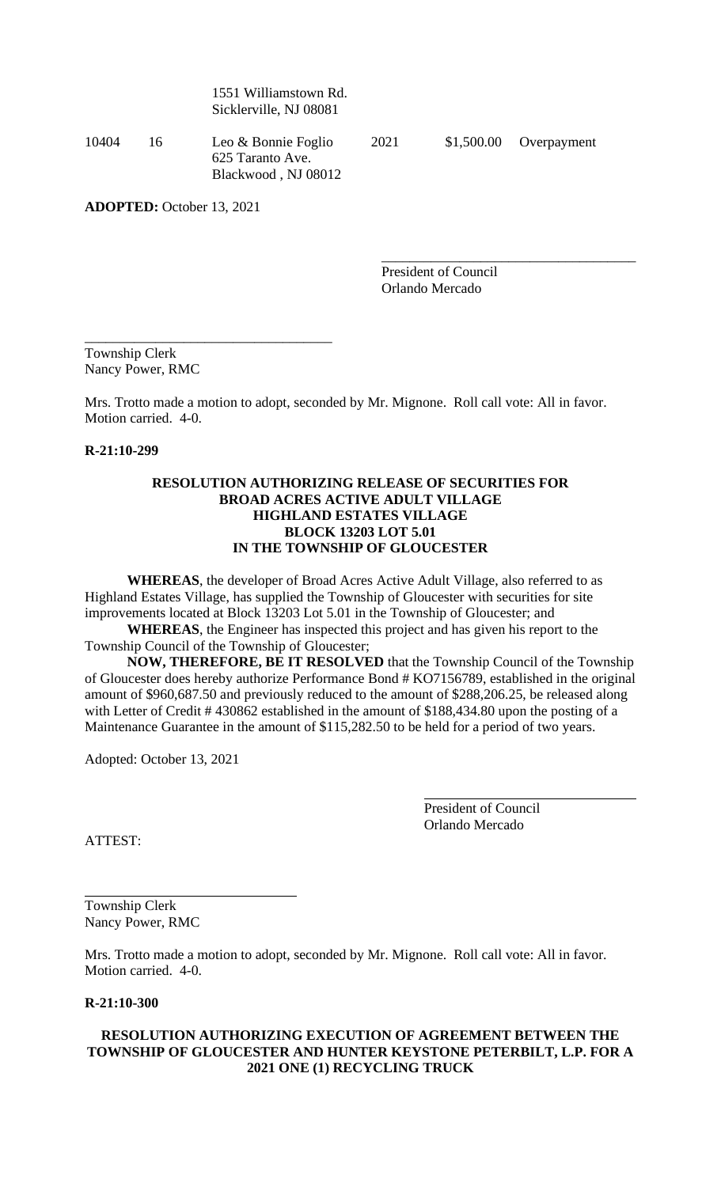| | | 1551 Williamstown Rd.<br>Sicklerville, NJ 08081 | | | |
|---|---|---|---|---|---|
| 10404 | 16 | Leo & Bonnie Foglio<br>625 Taranto Ave.<br>Blackwood , NJ 08012 | 2021 | $1,500.00 | Overpayment |

**ADOPTED:** October 13, 2021

\_\_\_\_\_\_\_\_\_\_\_\_\_\_\_\_\_\_\_\_\_\_\_\_\_\_\_\_\_\_\_\_\_\_\_
President of Council
Orlando Mercado

\_\_\_\_\_\_\_\_\_\_\_\_\_\_\_\_\_\_\_\_\_\_\_\_\_\_\_\_\_\_\_\_\_\_\_
Township Clerk
Nancy Power, RMC

Mrs. Trotto made a motion to adopt, seconded by Mr. Mignone. Roll call vote: All in favor. Motion carried. 4-0.

**R-21:10-299**

**RESOLUTION AUTHORIZING RELEASE OF SECURITIES FOR BROAD ACRES ACTIVE ADULT VILLAGE HIGHLAND ESTATES VILLAGE BLOCK 13203 LOT 5.01 IN THE TOWNSHIP OF GLOUCESTER**

**WHEREAS**, the developer of Broad Acres Active Adult Village, also referred to as Highland Estates Village, has supplied the Township of Gloucester with securities for site improvements located at Block 13203 Lot 5.01 in the Township of Gloucester; and

**WHEREAS**, the Engineer has inspected this project and has given his report to the Township Council of the Township of Gloucester;

**NOW, THEREFORE, BE IT RESOLVED** that the Township Council of the Township of Gloucester does hereby authorize Performance Bond # KO7156789, established in the original amount of $960,687.50 and previously reduced to the amount of $288,206.25, be released along with Letter of Credit # 430862 established in the amount of $188,434.80 upon the posting of a Maintenance Guarantee in the amount of $115,282.50 to be held for a period of two years.

Adopted: October 13, 2021

\_\_\_\_\_\_\_\_\_\_\_\_\_\_\_\_\_\_\_\_\_\_\_\_\_\_\_\_\_\_
President of Council
Orlando Mercado

ATTEST:

\_\_\_\_\_\_\_\_\_\_\_\_\_\_\_\_\_\_\_\_\_\_\_\_\_\_\_\_\_\_
Township Clerk
Nancy Power, RMC

Mrs. Trotto made a motion to adopt, seconded by Mr. Mignone. Roll call vote: All in favor. Motion carried. 4-0.

**R-21:10-300**

**RESOLUTION AUTHORIZING EXECUTION OF AGREEMENT BETWEEN THE TOWNSHIP OF GLOUCESTER AND HUNTER KEYSTONE PETERBILT, L.P. FOR A 2021 ONE (1) RECYCLING TRUCK**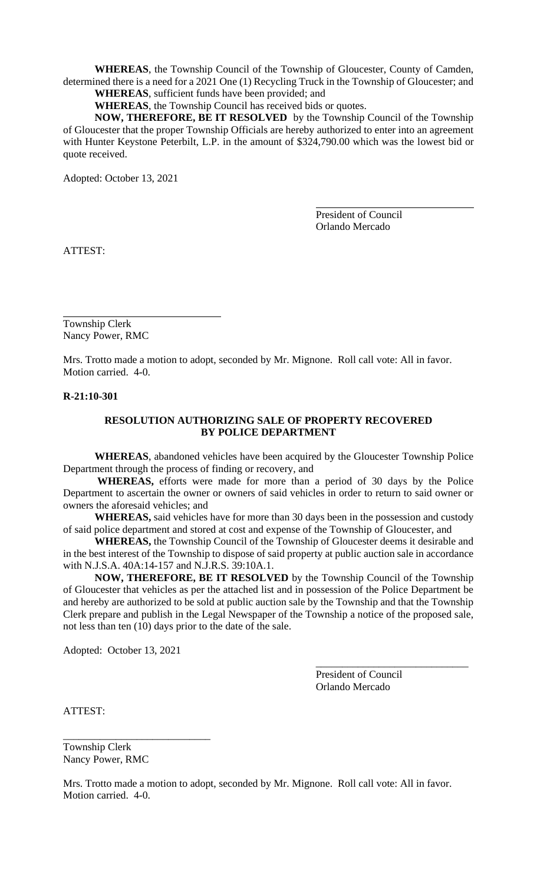**WHEREAS**, the Township Council of the Township of Gloucester, County of Camden, determined there is a need for a 2021 One (1) Recycling Truck in the Township of Gloucester; and

**WHEREAS**, sufficient funds have been provided; and

**WHEREAS**, the Township Council has received bids or quotes.

**NOW, THEREFORE, BE IT RESOLVED** by the Township Council of the Township of Gloucester that the proper Township Officials are hereby authorized to enter into an agreement with Hunter Keystone Peterbilt, L.P. in the amount of $324,790.00 which was the lowest bid or quote received.

Adopted: October 13, 2021

\_\_\_\_\_\_\_\_\_\_\_\_\_\_\_\_\_\_\_\_\_\_\_\_\_\_\_\_\_\_
President of Council
Orlando Mercado

ATTEST:

\_\_\_\_\_\_\_\_\_\_\_\_\_\_\_\_\_\_\_\_\_\_\_\_\_\_\_\_\_\_
Township Clerk
Nancy Power, RMC

Mrs. Trotto made a motion to adopt, seconded by Mr. Mignone. Roll call vote: All in favor. Motion carried. 4-0.

**R-21:10-301**

**RESOLUTION AUTHORIZING SALE OF PROPERTY RECOVERED BY POLICE DEPARTMENT**

**WHEREAS**, abandoned vehicles have been acquired by the Gloucester Township Police Department through the process of finding or recovery, and

**WHEREAS,** efforts were made for more than a period of 30 days by the Police Department to ascertain the owner or owners of said vehicles in order to return to said owner or owners the aforesaid vehicles; and

**WHEREAS,** said vehicles have for more than 30 days been in the possession and custody of said police department and stored at cost and expense of the Township of Gloucester, and

**WHEREAS,** the Township Council of the Township of Gloucester deems it desirable and in the best interest of the Township to dispose of said property at public auction sale in accordance with N.J.S.A. 40A:14-157 and N.J.R.S. 39:10A.1.

**NOW, THEREFORE, BE IT RESOLVED** by the Township Council of the Township of Gloucester that vehicles as per the attached list and in possession of the Police Department be and hereby are authorized to be sold at public auction sale by the Township and that the Township Clerk prepare and publish in the Legal Newspaper of the Township a notice of the proposed sale, not less than ten (10) days prior to the date of the sale.

Adopted: October 13, 2021

\_\_\_\_\_\_\_\_\_\_\_\_\_\_\_\_\_\_\_\_\_\_\_\_\_\_\_\_\_\_
President of Council
Orlando Mercado

ATTEST:

\_\_\_\_\_\_\_\_\_\_\_\_\_\_\_\_\_\_\_\_\_\_\_\_\_\_\_\_\_\_
Township Clerk
Nancy Power, RMC

Mrs. Trotto made a motion to adopt, seconded by Mr. Mignone. Roll call vote: All in favor. Motion carried. 4-0.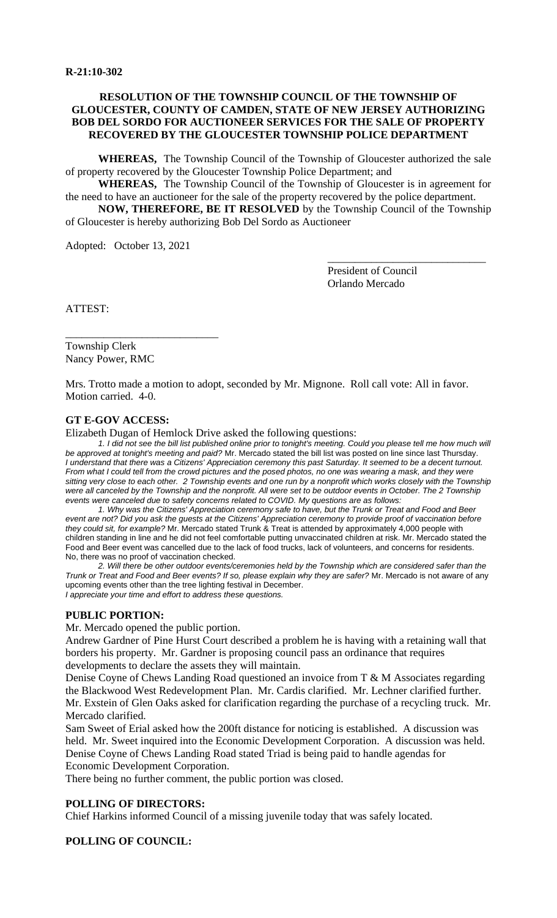**R-21:10-302**

**RESOLUTION OF THE TOWNSHIP COUNCIL OF THE TOWNSHIP OF GLOUCESTER, COUNTY OF CAMDEN, STATE OF NEW JERSEY AUTHORIZING BOB DEL SORDO FOR AUCTIONEER SERVICES FOR THE SALE OF PROPERTY RECOVERED BY THE GLOUCESTER TOWNSHIP POLICE DEPARTMENT**

**WHEREAS,** The Township Council of the Township of Gloucester authorized the sale of property recovered by the Gloucester Township Police Department; and

**WHEREAS,** The Township Council of the Township of Gloucester is in agreement for the need to have an auctioneer for the sale of the property recovered by the police department.

**NOW, THEREFORE, BE IT RESOLVED** by the Township Council of the Township of Gloucester is hereby authorizing Bob Del Sordo as Auctioneer

Adopted: October 13, 2021

_____________________________
President of Council
Orlando Mercado

ATTEST:

_____________________________
Township Clerk
Nancy Power, RMC

Mrs. Trotto made a motion to adopt, seconded by Mr. Mignone. Roll call vote: All in favor. Motion carried. 4-0.

**GT E-GOV ACCESS:**

Elizabeth Dugan of Hemlock Drive asked the following questions:

*1. I did not see the bill list published online prior to tonight's meeting. Could you please tell me how much will be approved at tonight's meeting and paid?* Mr. Mercado stated the bill list was posted on line since last Thursday. *I understand that there was a Citizens' Appreciation ceremony this past Saturday. It seemed to be a decent turnout. From what I could tell from the crowd pictures and the posed photos, no one was wearing a mask, and they were sitting very close to each other. 2 Township events and one run by a nonprofit which works closely with the Township were all canceled by the Township and the nonprofit. All were set to be outdoor events in October. The 2 Township events were canceled due to safety concerns related to COVID. My questions are as follows:*

*1. Why was the Citizens' Appreciation ceremony safe to have, but the Trunk or Treat and Food and Beer event are not? Did you ask the guests at the Citizens' Appreciation ceremony to provide proof of vaccination before they could sit, for example?* Mr. Mercado stated Trunk & Treat is attended by approximately 4,000 people with children standing in line and he did not feel comfortable putting unvaccinated children at risk. Mr. Mercado stated the Food and Beer event was cancelled due to the lack of food trucks, lack of volunteers, and concerns for residents. No, there was no proof of vaccination checked.

*2. Will there be other outdoor events/ceremonies held by the Township which are considered safer than the Trunk or Treat and Food and Beer events? If so, please explain why they are safer?* Mr. Mercado is not aware of any upcoming events other than the tree lighting festival in December.

*I appreciate your time and effort to address these questions.*

**PUBLIC PORTION:**

Mr. Mercado opened the public portion.

Andrew Gardner of Pine Hurst Court described a problem he is having with a retaining wall that borders his property. Mr. Gardner is proposing council pass an ordinance that requires developments to declare the assets they will maintain.

Denise Coyne of Chews Landing Road questioned an invoice from T & M Associates regarding the Blackwood West Redevelopment Plan. Mr. Cardis clarified. Mr. Lechner clarified further.

Mr. Exstein of Glen Oaks asked for clarification regarding the purchase of a recycling truck. Mr. Mercado clarified.

Sam Sweet of Erial asked how the 200ft distance for noticing is established. A discussion was held. Mr. Sweet inquired into the Economic Development Corporation. A discussion was held.

Denise Coyne of Chews Landing Road stated Triad is being paid to handle agendas for Economic Development Corporation.

There being no further comment, the public portion was closed.

**POLLING OF DIRECTORS:**

Chief Harkins informed Council of a missing juvenile today that was safely located.

**POLLING OF COUNCIL:**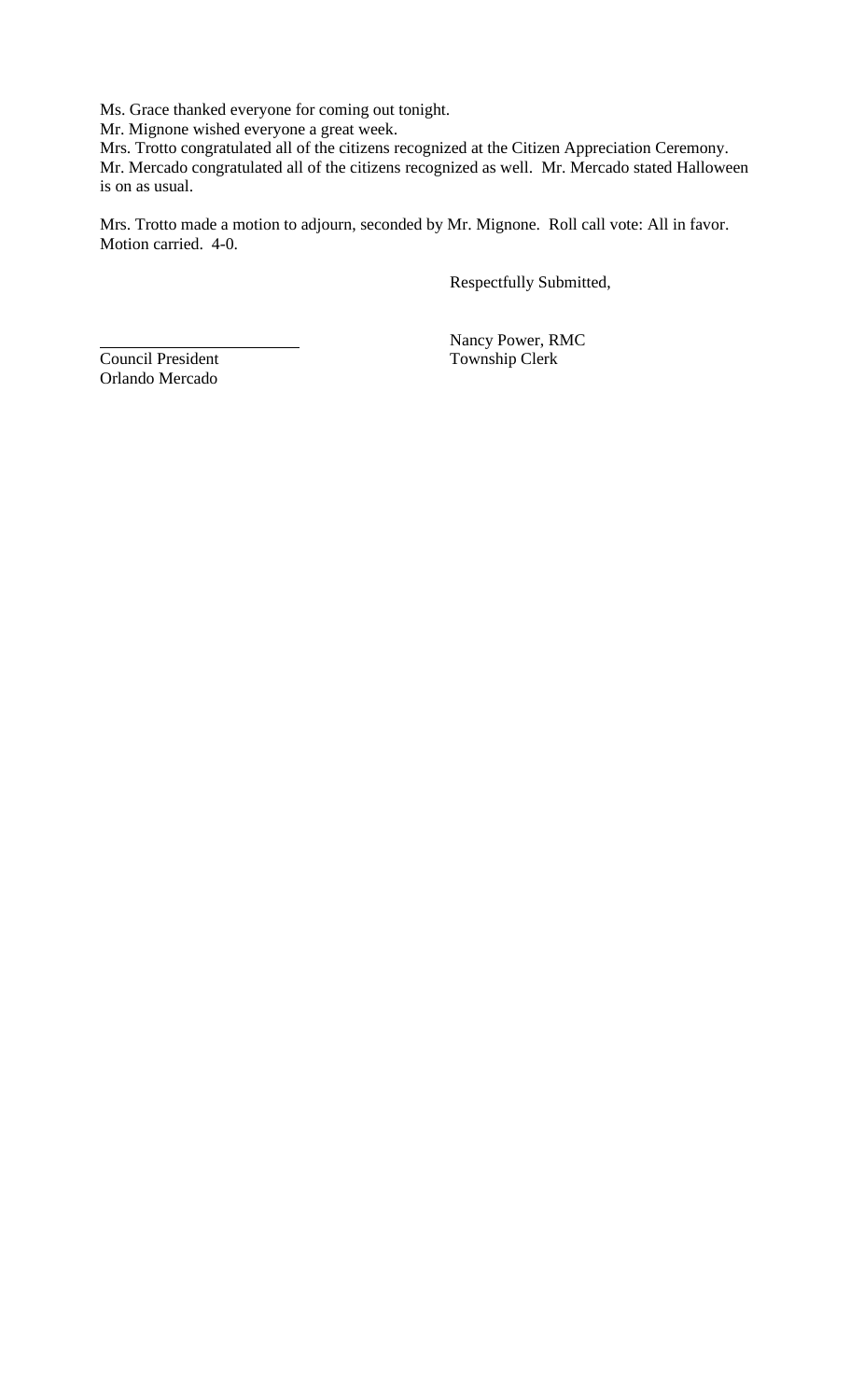Ms. Grace thanked everyone for coming out tonight.
Mr. Mignone wished everyone a great week.
Mrs. Trotto congratulated all of the citizens recognized at the Citizen Appreciation Ceremony.
Mr. Mercado congratulated all of the citizens recognized as well. Mr. Mercado stated Halloween is on as usual.

Mrs. Trotto made a motion to adjourn, seconded by Mr. Mignone. Roll call vote: All in favor. Motion carried. 4-0.

Respectfully Submitted,

\_\_\_\_\_\_\_\_\_\_\_\_\_\_\_\_\_\_\_\_\_\_\_\_\_
Council President
Orlando Mercado

Nancy Power, RMC
Township Clerk